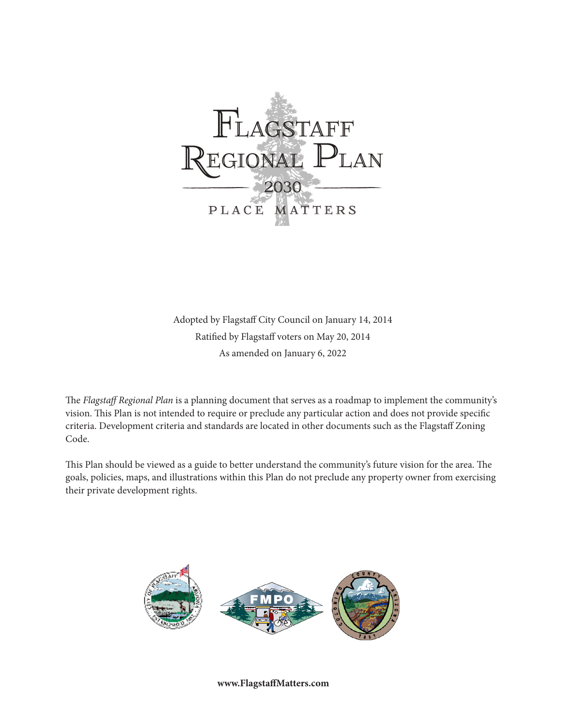# Flagstaff Regional Plan

## 2030

### Place Matters

Adopted by Flagstaff City Council on January 14, 2014

Ratified by Flagstaff voters on May 20, 2014

As amended on January 6, 2022

The *Flagstaff Regional Plan* is a planning document that serves as a roadmap to implement the community's vision. This Plan is not intended to require or preclude any particular action and does not provide specific criteria. Development criteria and standards are located in other documents such as the Flagstaff Zoning Code.

This Plan should be viewed as a guide to better understand the community's future vision for the area. The goals, policies, maps, and illustrations within this Plan do not preclude any property owner from exercising their private development rights.

**www.FlagstaffMatters.com**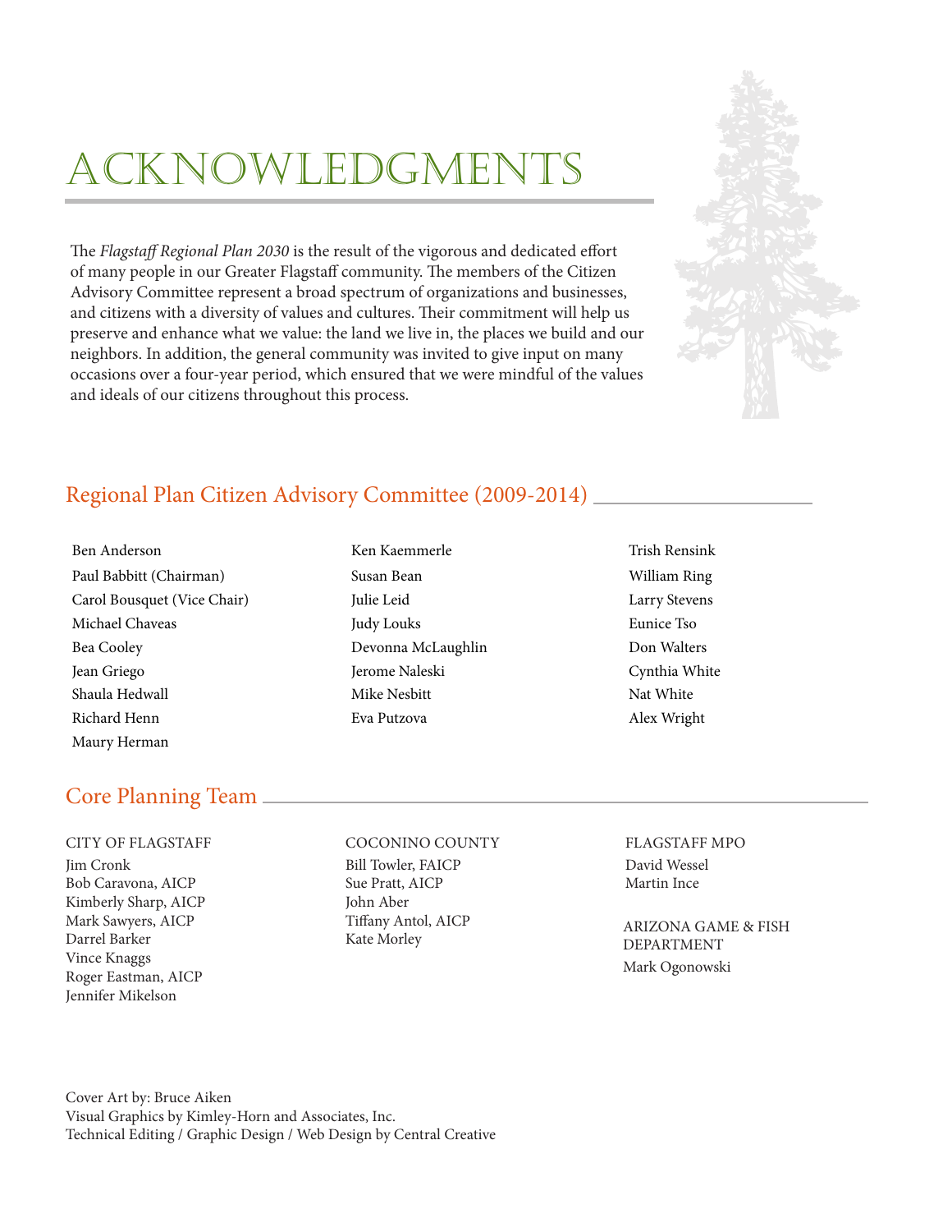# ACKNOWLEDGMENTS

The *Flagstaff Regional Plan 2030* is the result of the vigorous and dedicated effort of many people in our Greater Flagstaff community. The members of the Citizen Advisory Committee represent a broad spectrum of organizations and businesses, and citizens with a diversity of values and cultures. Their commitment will help us preserve and enhance what we value: the land we live in, the places we build and our neighbors. In addition, the general community was invited to give input on many occasions over a four-year period, which ensured that we were mindful of the values and ideals of our citizens throughout this process.

## Regional Plan Citizen Advisory Committee (2009-2014)

Ben Anderson
Paul Babbitt (Chairman)
Carol Bousquet (Vice Chair)
Michael Chaveas
Bea Cooley
Jean Griego
Shaula Hedwall
Richard Henn
Maury Herman
Ken Kaemmerle
Susan Bean
Julie Leid
Judy Louks
Devonna McLaughlin
Jerome Naleski
Mike Nesbitt
Eva Putzova
Trish Rensink
William Ring
Larry Stevens
Eunice Tso
Don Walters
Cynthia White
Nat White
Alex Wright

## Core Planning Team

CITY OF FLAGSTAFF
Jim Cronk
Bob Caravona, AICP
Kimberly Sharp, AICP
Mark Sawyers, AICP
Darrel Barker
Vince Knaggs
Roger Eastman, AICP
Jennifer Mikelson

COCONINO COUNTY
Bill Towler, FAICP
Sue Pratt, AICP
John Aber
Tiffany Antol, AICP
Kate Morley

FLAGSTAFF MPO
David Wessel
Martin Ince

ARIZONA GAME & FISH DEPARTMENT
Mark Ogonowski

Cover Art by: Bruce Aiken
Visual Graphics by Kimley-Horn and Associates, Inc.
Technical Editing / Graphic Design / Web Design by Central Creative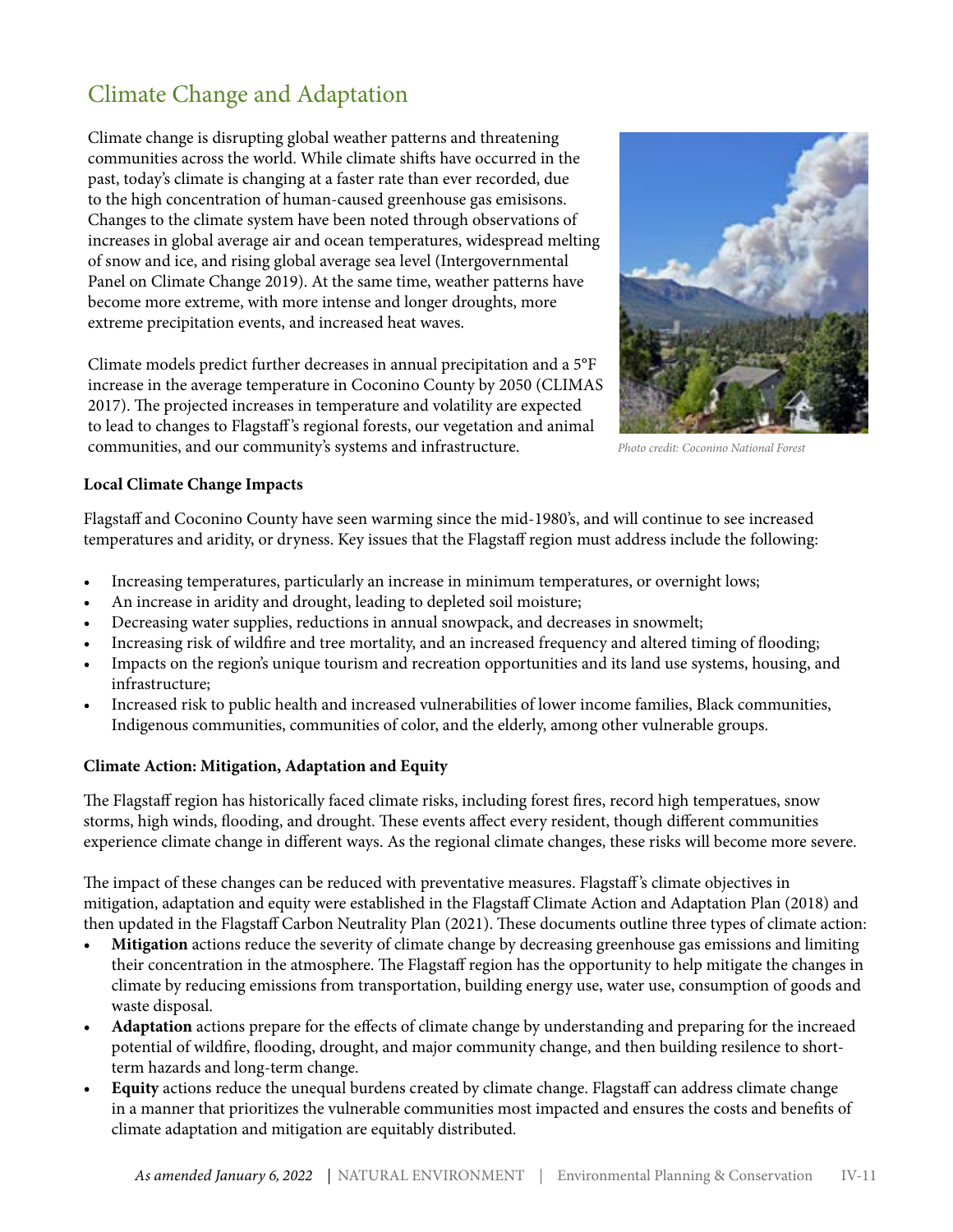# Climate Change and Adaptation

Climate change is disrupting global weather patterns and threatening communities across the world. While climate shifts have occurred in the past, today's climate is changing at a faster rate than ever recorded, due to the high concentration of human-caused greenhouse gas emisisons. Changes to the climate system have been noted through observations of increases in global average air and ocean temperatures, widespread melting of snow and ice, and rising global average sea level (Intergovernmental Panel on Climate Change 2019). At the same time, weather patterns have become more extreme, with more intense and longer droughts, more extreme precipitation events, and increased heat waves.

Climate models predict further decreases in annual precipitation and a 5°F increase in the average temperature in Coconino County by 2050 (CLIMAS 2017). The projected increases in temperature and volatility are expected to lead to changes to Flagstaff's regional forests, our vegetation and animal communities, and our community's systems and infrastructure.

*Photo credit: Coconino National Forest*

**Local Climate Change Impacts**

Flagstaff and Coconino County have seen warming since the mid-1980's, and will continue to see increased temperatures and aridity, or dryness. Key issues that the Flagstaff region must address include the following:

- Increasing temperatures, particularly an increase in minimum temperatures, or overnight lows;
- An increase in aridity and drought, leading to depleted soil moisture;
- Decreasing water supplies, reductions in annual snowpack, and decreases in snowmelt;
- Increasing risk of wildfire and tree mortality, and an increased frequency and altered timing of flooding;
- Impacts on the region's unique tourism and recreation opportunities and its land use systems, housing, and infrastructure;
- Increased risk to public health and increased vulnerabilities of lower income families, Black communities, Indigenous communities, communities of color, and the elderly, among other vulnerable groups.

**Climate Action: Mitigation, Adaptation and Equity**

The Flagstaff region has historically faced climate risks, including forest fires, record high temperatues, snow storms, high winds, flooding, and drought. These events affect every resident, though different communities experience climate change in different ways. As the regional climate changes, these risks will become more severe.

The impact of these changes can be reduced with preventative measures. Flagstaff's climate objectives in mitigation, adaptation and equity were established in the Flagstaff Climate Action and Adaptation Plan (2018) and then updated in the Flagstaff Carbon Neutrality Plan (2021). These documents outline three types of climate action:

- **Mitigation** actions reduce the severity of climate change by decreasing greenhouse gas emissions and limiting their concentration in the atmosphere. The Flagstaff region has the opportunity to help mitigate the changes in climate by reducing emissions from transportation, building energy use, water use, consumption of goods and waste disposal.
- **Adaptation** actions prepare for the effects of climate change by understanding and preparing for the increaed potential of wildfire, flooding, drought, and major community change, and then building resilence to short-term hazards and long-term change.
- **Equity** actions reduce the unequal burdens created by climate change. Flagstaff can address climate change in a manner that prioritizes the vulnerable communities most impacted and ensures the costs and benefits of climate adaptation and mitigation are equitably distributed.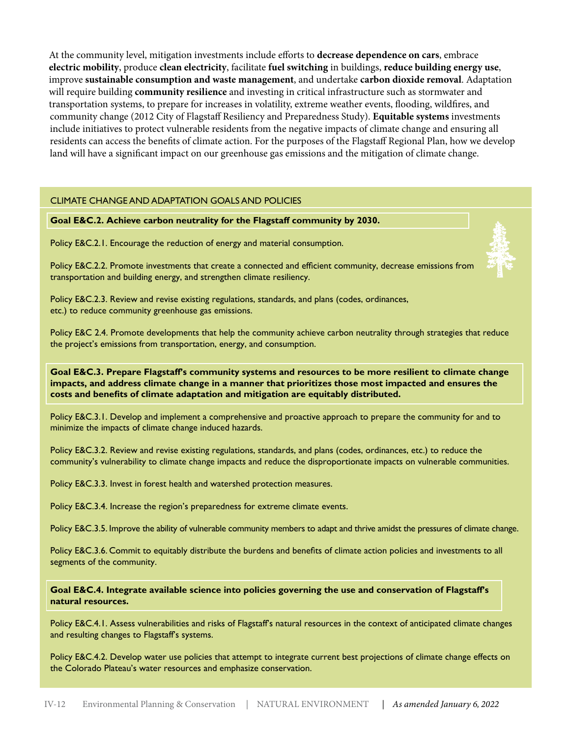At the community level, mitigation investments include efforts to **decrease dependence on cars**, embrace **electric mobility**, produce **clean electricity**, facilitate **fuel switching** in buildings, **reduce building energy use**, improve **sustainable consumption and waste management**, and undertake **carbon dioxide removal**. Adaptation will require building **community resilience** and investing in critical infrastructure such as stormwater and transportation systems, to prepare for increases in volatility, extreme weather events, flooding, wildfires, and community change (2012 City of Flagstaff Resiliency and Preparedness Study). **Equitable systems** investments include initiatives to protect vulnerable residents from the negative impacts of climate change and ensuring all residents can access the benefits of climate action. For the purposes of the Flagstaff Regional Plan, how we develop land will have a significant impact on our greenhouse gas emissions and the mitigation of climate change.

## CLIMATE CHANGE AND ADAPTATION GOALS AND POLICIES

**Goal E&C.2. Achieve carbon neutrality for the Flagstaff community by 2030.**

Policy E&C.2.1. Encourage the reduction of energy and material consumption.

Policy E&C.2.2. Promote investments that create a connected and efficient community, decrease emissions from transportation and building energy, and strengthen climate resiliency.

Policy E&C.2.3. Review and revise existing regulations, standards, and plans (codes, ordinances, etc.) to reduce community greenhouse gas emissions.

Policy E&C 2.4. Promote developments that help the community achieve carbon neutrality through strategies that reduce the project's emissions from transportation, energy, and consumption.

**Goal E&C.3. Prepare Flagstaff's community systems and resources to be more resilient to climate change impacts, and address climate change in a manner that prioritizes those most impacted and ensures the costs and benefits of climate adaptation and mitigation are equitably distributed.**

Policy E&C.3.1. Develop and implement a comprehensive and proactive approach to prepare the community for and to minimize the impacts of climate change induced hazards.

Policy E&C.3.2. Review and revise existing regulations, standards, and plans (codes, ordinances, etc.) to reduce the community's vulnerability to climate change impacts and reduce the disproportionate impacts on vulnerable communities.

Policy E&C.3.3. Invest in forest health and watershed protection measures.

Policy E&C.3.4. Increase the region's preparedness for extreme climate events.

Policy E&C.3.5. Improve the ability of vulnerable community members to adapt and thrive amidst the pressures of climate change.

Policy E&C.3.6. Commit to equitably distribute the burdens and benefits of climate action policies and investments to all segments of the community.

**Goal E&C.4. Integrate available science into policies governing the use and conservation of Flagstaff's natural resources.**

Policy E&C.4.1. Assess vulnerabilities and risks of Flagstaff's natural resources in the context of anticipated climate changes and resulting changes to Flagstaff's systems.

Policy E&C.4.2. Develop water use policies that attempt to integrate current best projections of climate change effects on the Colorado Plateau's water resources and emphasize conservation.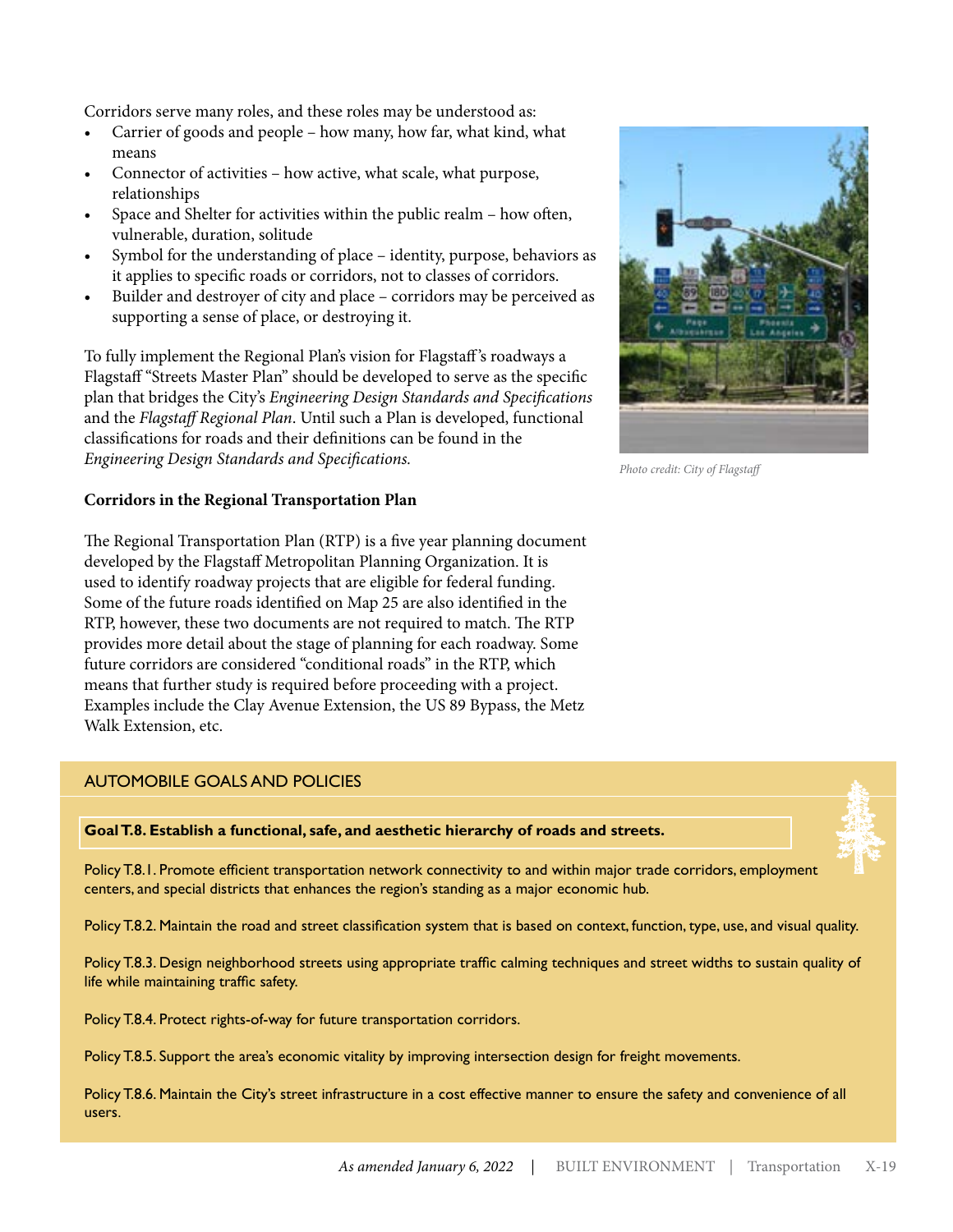Corridors serve many roles, and these roles may be understood as:

- Carrier of goods and people – how many, how far, what kind, what means
- Connector of activities – how active, what scale, what purpose, relationships
- Space and Shelter for activities within the public realm – how often, vulnerable, duration, solitude
- Symbol for the understanding of place – identity, purpose, behaviors as it applies to specific roads or corridors, not to classes of corridors.
- Builder and destroyer of city and place – corridors may be perceived as supporting a sense of place, or destroying it.

To fully implement the Regional Plan's vision for Flagstaff's roadways a Flagstaff "Streets Master Plan" should be developed to serve as the specific plan that bridges the City's *Engineering Design Standards and Specifications* and the *Flagstaff Regional Plan*. Until such a Plan is developed, functional classifications for roads and their definitions can be found in the *Engineering Design Standards and Specifications.*

*Photo credit: City of Flagstaff*

**Corridors in the Regional Transportation Plan**

The Regional Transportation Plan (RTP) is a five year planning document developed by the Flagstaff Metropolitan Planning Organization. It is used to identify roadway projects that are eligible for federal funding. Some of the future roads identified on Map 25 are also identified in the RTP, however, these two documents are not required to match. The RTP provides more detail about the stage of planning for each roadway. Some future corridors are considered "conditional roads" in the RTP, which means that further study is required before proceeding with a project. Examples include the Clay Avenue Extension, the US 89 Bypass, the Metz Walk Extension, etc.

## AUTOMOBILE GOALS AND POLICIES

**Goal T.8. Establish a functional, safe, and aesthetic hierarchy of roads and streets.**

Policy T.8.1. Promote efficient transportation network connectivity to and within major trade corridors, employment centers, and special districts that enhances the region's standing as a major economic hub.

Policy T.8.2. Maintain the road and street classification system that is based on context, function, type, use, and visual quality.

Policy T.8.3. Design neighborhood streets using appropriate traffic calming techniques and street widths to sustain quality of life while maintaining traffic safety.

Policy T.8.4. Protect rights-of-way for future transportation corridors.

Policy T.8.5. Support the area's economic vitality by improving intersection design for freight movements.

Policy T.8.6. Maintain the City's street infrastructure in a cost effective manner to ensure the safety and convenience of all users.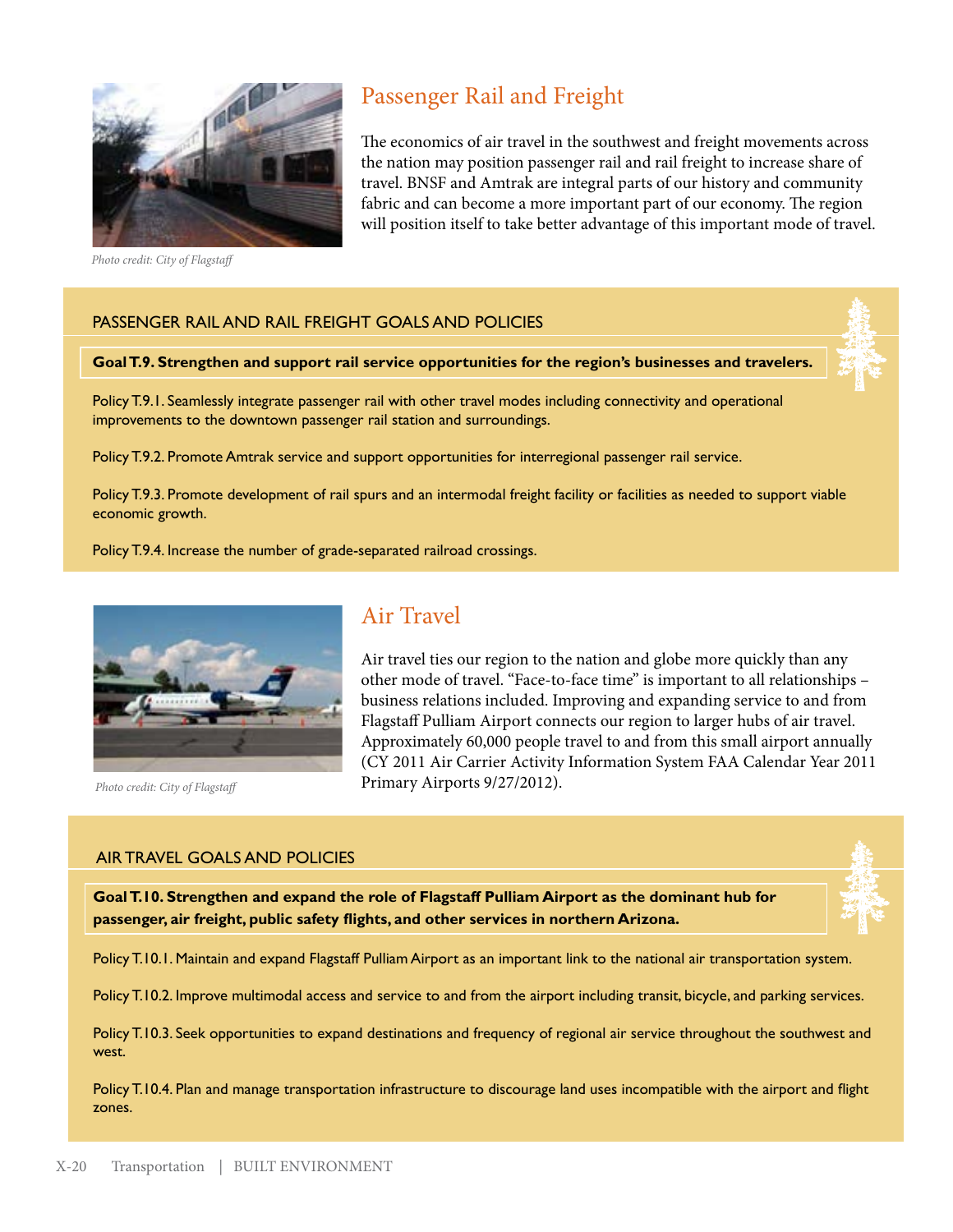Photo credit: City of Flagstaff

## Passenger Rail and Freight

The economics of air travel in the southwest and freight movements across the nation may position passenger rail and rail freight to increase share of travel. BNSF and Amtrak are integral parts of our history and community fabric and can become a more important part of our economy. The region will position itself to take better advantage of this important mode of travel.

### PASSENGER RAIL AND RAIL FREIGHT GOALS AND POLICIES

**Goal T.9. Strengthen and support rail service opportunities for the region's businesses and travelers.**

Policy T.9.1. Seamlessly integrate passenger rail with other travel modes including connectivity and operational improvements to the downtown passenger rail station and surroundings.

Policy T.9.2. Promote Amtrak service and support opportunities for interregional passenger rail service.

Policy T.9.3. Promote development of rail spurs and an intermodal freight facility or facilities as needed to support viable economic growth.

Policy T.9.4. Increase the number of grade-separated railroad crossings.

Photo credit: City of Flagstaff

## Air Travel

Air travel ties our region to the nation and globe more quickly than any other mode of travel. "Face-to-face time" is important to all relationships – business relations included. Improving and expanding service to and from Flagstaff Pulliam Airport connects our region to larger hubs of air travel. Approximately 60,000 people travel to and from this small airport annually (CY 2011 Air Carrier Activity Information System FAA Calendar Year 2011 Primary Airports 9/27/2012).

### AIR TRAVEL GOALS AND POLICIES

**Goal T.10. Strengthen and expand the role of Flagstaff Pulliam Airport as the dominant hub for passenger, air freight, public safety flights, and other services in northern Arizona.**

Policy T.10.1. Maintain and expand Flagstaff Pulliam Airport as an important link to the national air transportation system.

Policy T.10.2. Improve multimodal access and service to and from the airport including transit, bicycle, and parking services.

Policy T.10.3. Seek opportunities to expand destinations and frequency of regional air service throughout the southwest and west.

Policy T.10.4. Plan and manage transportation infrastructure to discourage land uses incompatible with the airport and flight zones.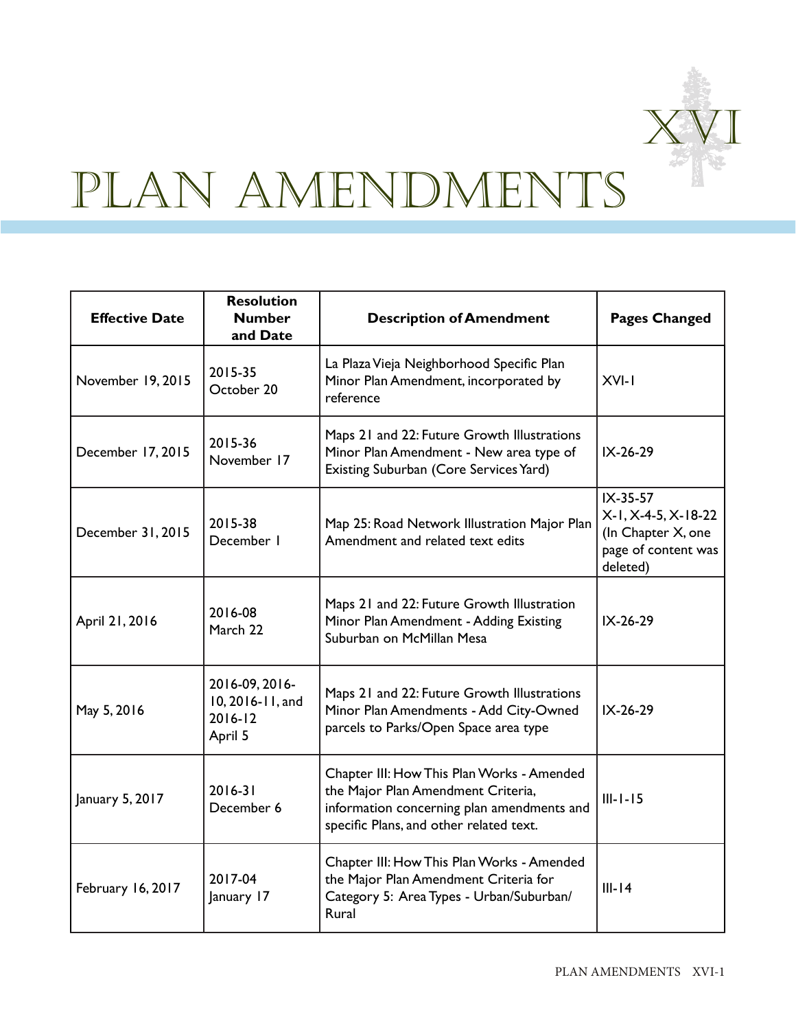# XVI

# PLAN AMENDMENTS

| Effective Date | Resolution Number and Date | Description of Amendment | Pages Changed |
|---|---|---|---|
| November 19, 2015 | 2015-35 October 20 | La Plaza Vieja Neighborhood Specific Plan Minor Plan Amendment, incorporated by reference | XVI-1 |
| December 17, 2015 | 2015-36 November 17 | Maps 21 and 22: Future Growth Illustrations Minor Plan Amendment - New area type of Existing Suburban (Core Services Yard) | IX-26-29 |
| December 31, 2015 | 2015-38 December 1 | Map 25: Road Network Illustration Major Plan Amendment and related text edits | IX-35-57 X-1, X-4-5, X-18-22 (In Chapter X, one page of content was deleted) |
| April 21, 2016 | 2016-08 March 22 | Maps 21 and 22: Future Growth Illustration Minor Plan Amendment - Adding Existing Suburban on McMillan Mesa | IX-26-29 |
| May 5, 2016 | 2016-09, 2016-10, 2016-11, and 2016-12 April 5 | Maps 21 and 22: Future Growth Illustrations Minor Plan Amendments - Add City-Owned parcels to Parks/Open Space area type | IX-26-29 |
| January 5, 2017 | 2016-31 December 6 | Chapter III: How This Plan Works - Amended the Major Plan Amendment Criteria, information concerning plan amendments and specific Plans, and other related text. | III-1-15 |
| February 16, 2017 | 2017-04 January 17 | Chapter III: How This Plan Works - Amended the Major Plan Amendment Criteria for Category 5: Area Types - Urban/Suburban/Rural | III-14 |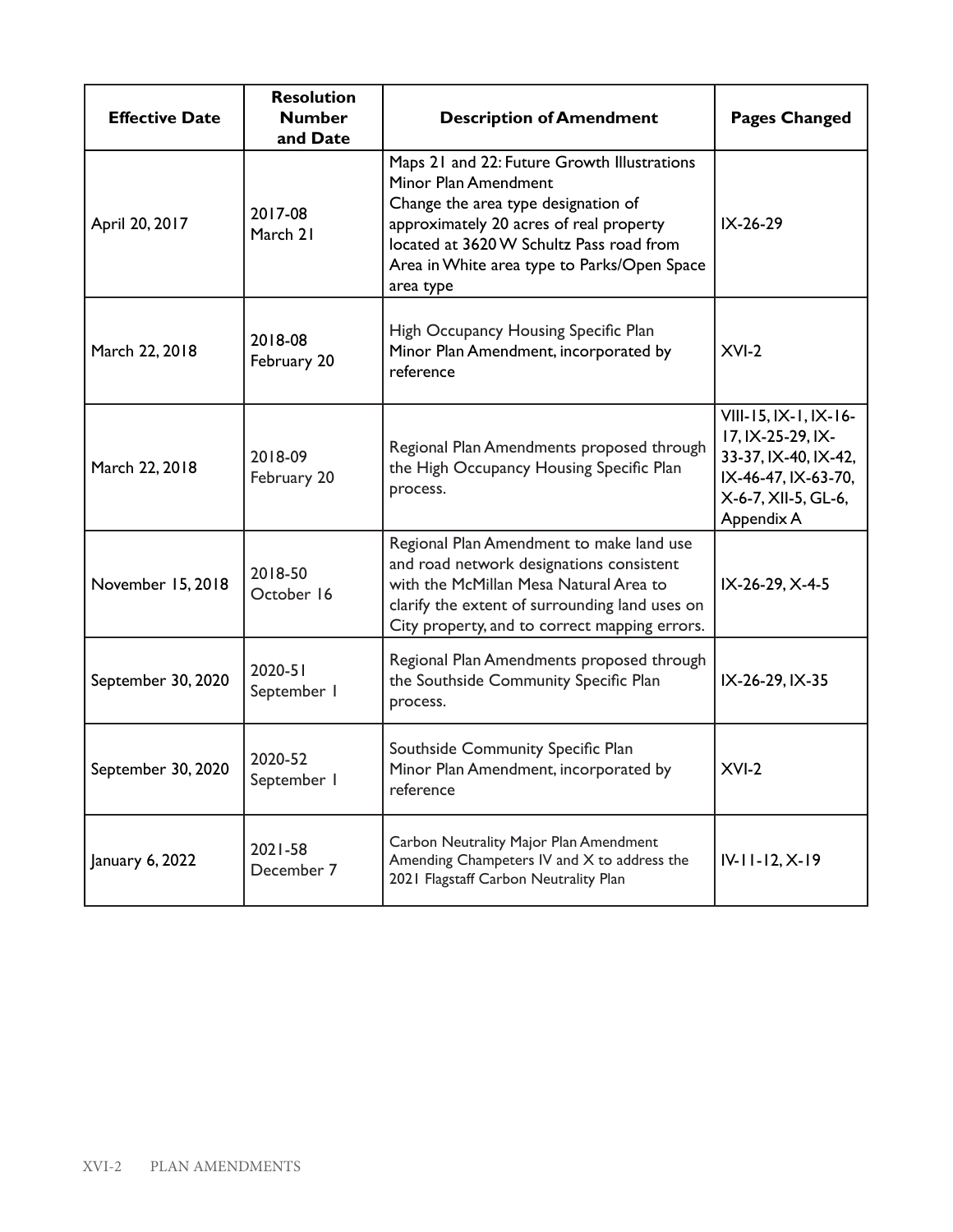| Effective Date | Resolution Number and Date | Description of Amendment | Pages Changed |
|---|---|---|---|
| April 20, 2017 | 2017-08 March 21 | Maps 21 and 22: Future Growth Illustrations Minor Plan Amendment Change the area type designation of approximately 20 acres of real property located at 3620 W Schultz Pass road from Area in White area type to Parks/Open Space area type | IX-26-29 |
| March 22, 2018 | 2018-08 February 20 | High Occupancy Housing Specific Plan Minor Plan Amendment, incorporated by reference | XVI-2 |
| March 22, 2018 | 2018-09 February 20 | Regional Plan Amendments proposed through the High Occupancy Housing Specific Plan process. | VIII-15, IX-1, IX-16-17, IX-25-29, IX-33-37, IX-40, IX-42, IX-46-47, IX-63-70, X-6-7, XII-5, GL-6, Appendix A |
| November 15, 2018 | 2018-50 October 16 | Regional Plan Amendment to make land use and road network designations consistent with the McMillan Mesa Natural Area to clarify the extent of surrounding land uses on City property, and to correct mapping errors. | IX-26-29, X-4-5 |
| September 30, 2020 | 2020-51 September 1 | Regional Plan Amendments proposed through the Southside Community Specific Plan process. | IX-26-29, IX-35 |
| September 30, 2020 | 2020-52 September 1 | Southside Community Specific Plan Minor Plan Amendment, incorporated by reference | XVI-2 |
| January 6, 2022 | 2021-58 December 7 | Carbon Neutrality Major Plan Amendment Amending Champeters IV and X to address the 2021 Flagstaff Carbon Neutrality Plan | IV-11-12, X-19 |